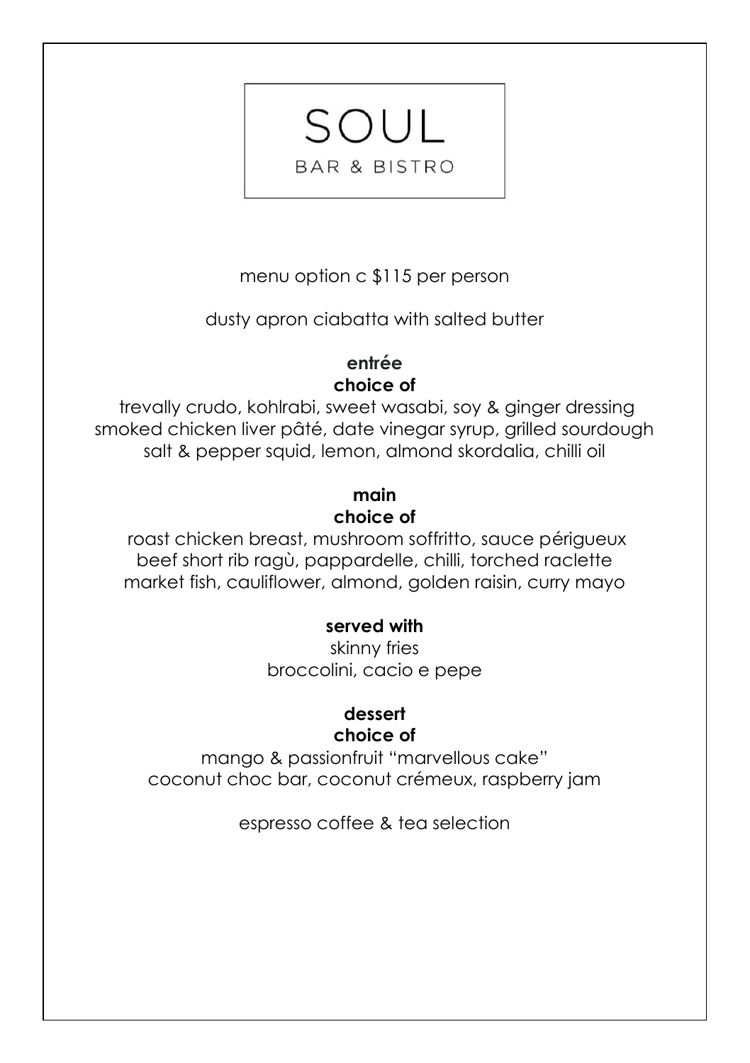# SOUL

BAR & BISTRO

menu option c $115 per person

dusty apron ciabatta with salted butter

**entrée**
**choice of**

trevally crudo, kohlrabi, sweet wasabi, soy & ginger dressing
smoked chicken liver pâté, date vinegar syrup, grilled sourdough
salt & pepper squid, lemon, almond skordalia, chilli oil

**main**
**choice of**

roast chicken breast, mushroom soffritto, sauce périgueux
beef short rib ragù, pappardelle, chilli, torched raclette
market fish, cauliflower, almond, golden raisin, curry mayo

**served with**

skinny fries
broccolini, cacio e pepe

**dessert**
**choice of**

mango & passionfruit "marvellous cake"
coconut choc bar, coconut crémeux, raspberry jam

espresso coffee & tea selection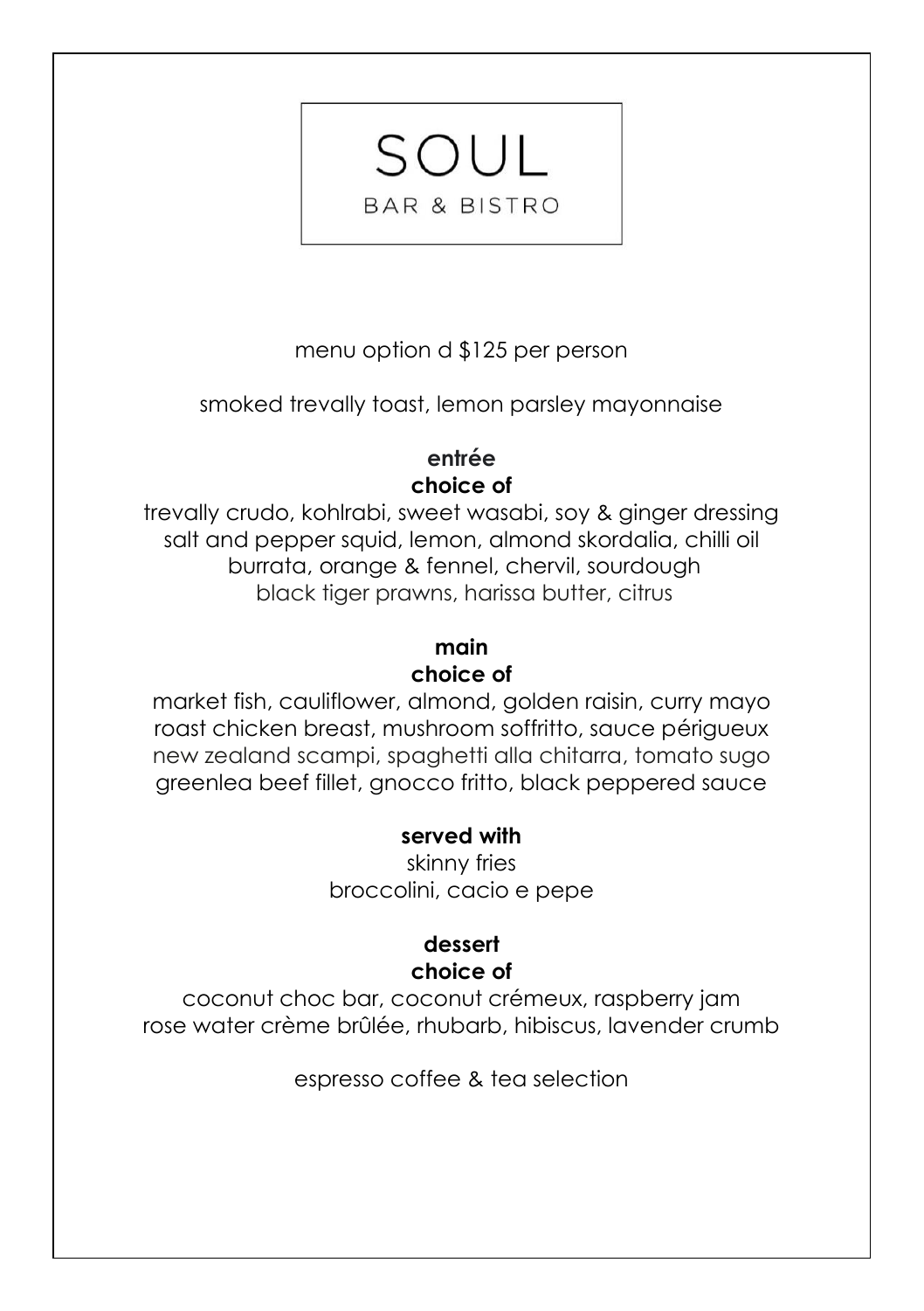# SOUL

BAR & BISTRO

menu option d $125 per person

smoked trevally toast, lemon parsley mayonnaise

## entrée

**choice of**

trevally crudo, kohlrabi, sweet wasabi, soy & ginger dressing
salt and pepper squid, lemon, almond skordalia, chilli oil
burrata, orange & fennel, chervil, sourdough
black tiger prawns, harissa butter, citrus

## main

**choice of**

market fish, cauliflower, almond, golden raisin, curry mayo
roast chicken breast, mushroom soffritto, sauce périgueux
new zealand scampi, spaghetti alla chitarra, tomato sugo
greenlea beef fillet, gnocco fritto, black peppered sauce

**served with**

skinny fries
broccolini, cacio e pepe

## dessert

**choice of**

coconut choc bar, coconut crémeux, raspberry jam
rose water crème brûlée, rhubarb, hibiscus, lavender crumb

espresso coffee & tea selection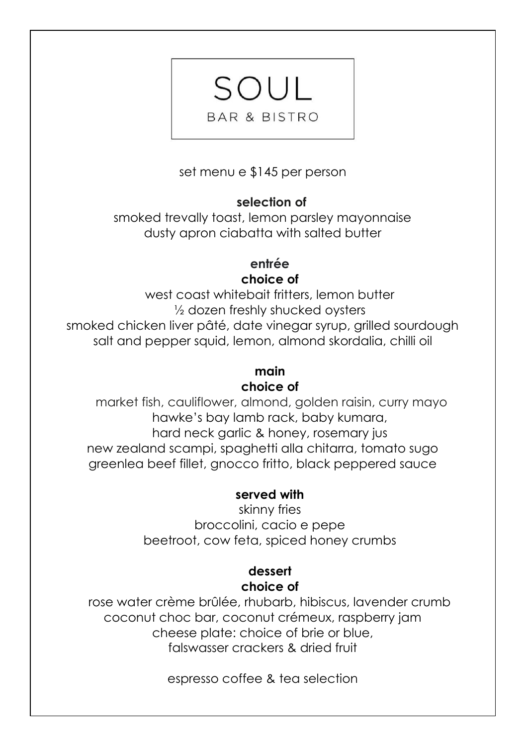# SOUL

BAR & BISTRO

set menu e $145 per person

**selection of**

smoked trevally toast, lemon parsley mayonnaise
dusty apron ciabatta with salted butter

**entrée**
**choice of**

west coast whitebait fritters, lemon butter
½ dozen freshly shucked oysters
smoked chicken liver pâté, date vinegar syrup, grilled sourdough
salt and pepper squid, lemon, almond skordalia, chilli oil

**main**
**choice of**

market fish, cauliflower, almond, golden raisin, curry mayo
hawke's bay lamb rack, baby kumara,
hard neck garlic & honey, rosemary jus
new zealand scampi, spaghetti alla chitarra, tomato sugo
greenlea beef fillet, gnocco fritto, black peppered sauce

**served with**

skinny fries
broccolini, cacio e pepe
beetroot, cow feta, spiced honey crumbs

**dessert**
**choice of**

rose water crème brûlée, rhubarb, hibiscus, lavender crumb
coconut choc bar, coconut crémeux, raspberry jam
cheese plate: choice of brie or blue,
falswasser crackers & dried fruit

espresso coffee & tea selection